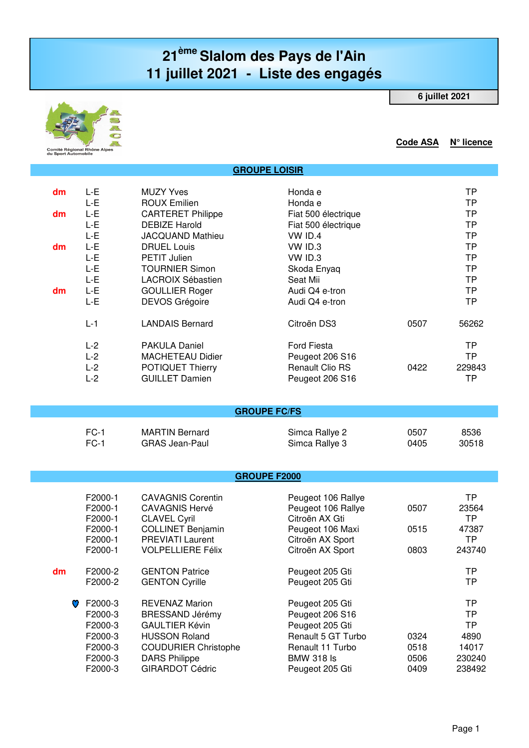# 21ème Slalom des Pays de l'Ain
# 11 juillet 2021 - Liste des engagés

**6 juillet 2021**

Comité Régional Rhône Alpes du Sport Automobile

## GROUPE LOISIR

| | Classe | Pilote | Voiture | Code ASA | N° licence |
|---|---|---|---|---|---|
| dm | L-E | MUZY Yves | Honda e | | TP |
| | L-E | ROUX Emilien | Honda e | | TP |
| dm | L-E | CARTERET Philippe | Fiat 500 électrique | | TP |
| | L-E | DEBIZE Harold | Fiat 500 électrique | | TP |
| | L-E | JACQUAND Mathieu | VW ID.4 | | TP |
| dm | L-E | DRUEL Louis | VW ID.3 | | TP |
| | L-E | PETIT Julien | VW ID.3 | | TP |
| | L-E | TOURNIER Simon | Skoda Enyaq | | TP |
| | L-E | LACROIX Sébastien | Seat Mii | | TP |
| dm | L-E | GOULLIER Roger | Audi Q4 e-tron | | TP |
| | L-E | DEVOS Grégoire | Audi Q4 e-tron | | TP |
| | L-1 | LANDAIS Bernard | Citroën DS3 | 0507 | 56262 |
| | L-2 | PAKULA Daniel | Ford Fiesta | | TP |
| | L-2 | MACHETEAU Didier | Peugeot 206 S16 | | TP |
| | L-2 | POTIQUET Thierry | Renault Clio RS | 0422 | 229843 |
| | L-2 | GUILLET Damien | Peugeot 206 S16 | | TP |

## GROUPE FC/FS

| | Classe | Pilote | Voiture | Code ASA | N° licence |
|---|---|---|---|---|---|
| | FC-1 | MARTIN Bernard | Simca Rallye 2 | 0507 | 8536 |
| | FC-1 | GRAS Jean-Paul | Simca Rallye 3 | 0405 | 30518 |

## GROUPE F2000

| | Classe | Pilote | Voiture | Code ASA | N° licence |
|---|---|---|---|---|---|
| | F2000-1 | CAVAGNIS Corentin | Peugeot 106 Rallye | | TP |
| | F2000-1 | CAVAGNIS Hervé | Peugeot 106 Rallye | 0507 | 23564 |
| | F2000-1 | CLAVEL Cyril | Citroën AX Gti | | TP |
| | F2000-1 | COLLINET Benjamin | Peugeot 106 Maxi | 0515 | 47387 |
| | F2000-1 | PREVIATI Laurent | Citroën AX Sport | | TP |
| | F2000-1 | VOLPELLIERE Félix | Citroën AX Sport | 0803 | 243740 |
| dm | F2000-2 | GENTON Patrice | Peugeot 205 Gti | | TP |
| | F2000-2 | GENTON Cyrille | Peugeot 205 Gti | | TP |
| ♥ | F2000-3 | REVENAZ Marion | Peugeot 205 Gti | | TP |
| | F2000-3 | BRESSAND Jérémy | Peugeot 206 S16 | | TP |
| | F2000-3 | GAULTIER Kévin | Peugeot 205 Gti | | TP |
| | F2000-3 | HUSSON Roland | Renault 5 GT Turbo | 0324 | 4890 |
| | F2000-3 | COUDURIER Christophe | Renault 11 Turbo | 0518 | 14017 |
| | F2000-3 | DARS Philippe | BMW 318 Is | 0506 | 230240 |
| | F2000-3 | GIRARDOT Cédric | Peugeot 205 Gti | 0409 | 238492 |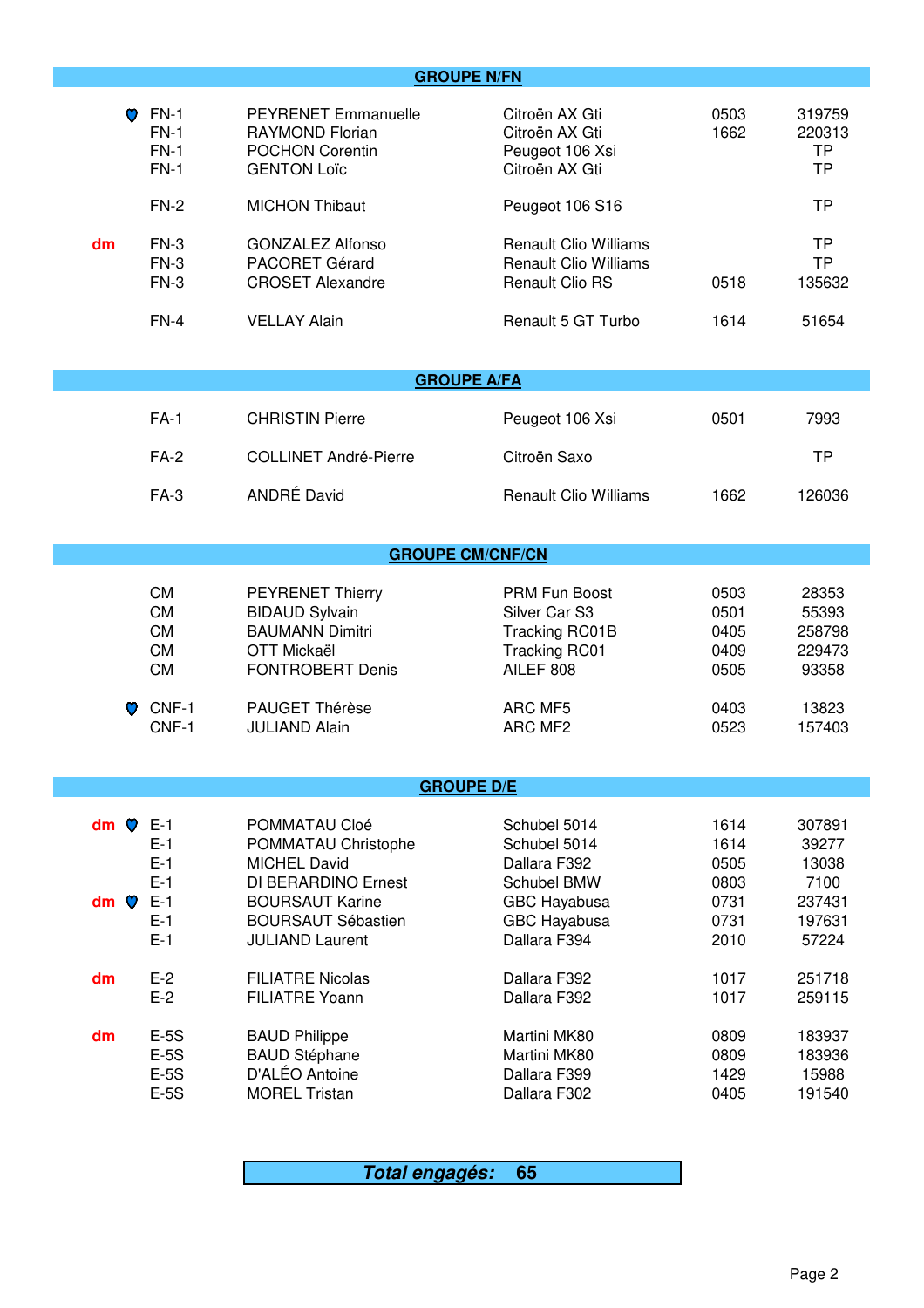## GROUPE N/FN

| | | | | | | |
|---|---|---|---|---|---|---|
| | ♥ | FN-1 | PEYRENET Emmanuelle | Citroën AX Gti | 0503 | 319759 |
| | | FN-1 | RAYMOND Florian | Citroën AX Gti | 1662 | 220313 |
| | | FN-1 | POCHON Corentin | Peugeot 106 Xsi | | TP |
| | | FN-1 | GENTON Loïc | Citroën AX Gti | | TP |
| | | FN-2 | MICHON Thibaut | Peugeot 106 S16 | | TP |
| dm | | FN-3 | GONZALEZ Alfonso | Renault Clio Williams | | TP |
| | | FN-3 | PACORET Gérard | Renault Clio Williams | | TP |
| | | FN-3 | CROSET Alexandre | Renault Clio RS | 0518 | 135632 |
| | | FN-4 | VELLAY Alain | Renault 5 GT Turbo | 1614 | 51654 |

## GROUPE A/FA

| | | | | | | |
|---|---|---|---|---|---|---|
| | | FA-1 | CHRISTIN Pierre | Peugeot 106 Xsi | 0501 | 7993 |
| | | FA-2 | COLLINET André-Pierre | Citroën Saxo | | TP |
| | | FA-3 | ANDRÉ David | Renault Clio Williams | 1662 | 126036 |

## GROUPE CM/CNF/CN

| | | | | | | |
|---|---|---|---|---|---|---|
| | | CM | PEYRENET Thierry | PRM Fun Boost | 0503 | 28353 |
| | | CM | BIDAUD Sylvain | Silver Car S3 | 0501 | 55393 |
| | | CM | BAUMANN Dimitri | Tracking RC01B | 0405 | 258798 |
| | | CM | OTT Mickaël | Tracking RC01 | 0409 | 229473 |
| | | CM | FONTROBERT Denis | AILEF 808 | 0505 | 93358 |
| | ♥ | CNF-1 | PAUGET Thérèse | ARC MF5 | 0403 | 13823 |
| | | CNF-1 | JULIAND Alain | ARC MF2 | 0523 | 157403 |

## GROUPE D/E

| | | | | | | |
|---|---|---|---|---|---|---|
| dm | ♥ | E-1 | POMMATAU Cloé | Schubel 5014 | 1614 | 307891 |
| | | E-1 | POMMATAU Christophe | Schubel 5014 | 1614 | 39277 |
| | | E-1 | MICHEL David | Dallara F392 | 0505 | 13038 |
| | | E-1 | DI BERARDINO Ernest | Schubel BMW | 0803 | 7100 |
| dm | ♥ | E-1 | BOURSAUT Karine | GBC Hayabusa | 0731 | 237431 |
| | | E-1 | BOURSAUT Sébastien | GBC Hayabusa | 0731 | 197631 |
| | | E-1 | JULIAND Laurent | Dallara F394 | 2010 | 57224 |
| dm | | E-2 | FILIATRE Nicolas | Dallara F392 | 1017 | 251718 |
| | | E-2 | FILIATRE Yoann | Dallara F392 | 1017 | 259115 |
| dm | | E-5S | BAUD Philippe | Martini MK80 | 0809 | 183937 |
| | | E-5S | BAUD Stéphane | Martini MK80 | 0809 | 183936 |
| | | E-5S | D'ALÉO Antoine | Dallara F399 | 1429 | 15988 |
| | | E-5S | MOREL Tristan | Dallara F302 | 0405 | 191540 |

***Total engagés:* 65**